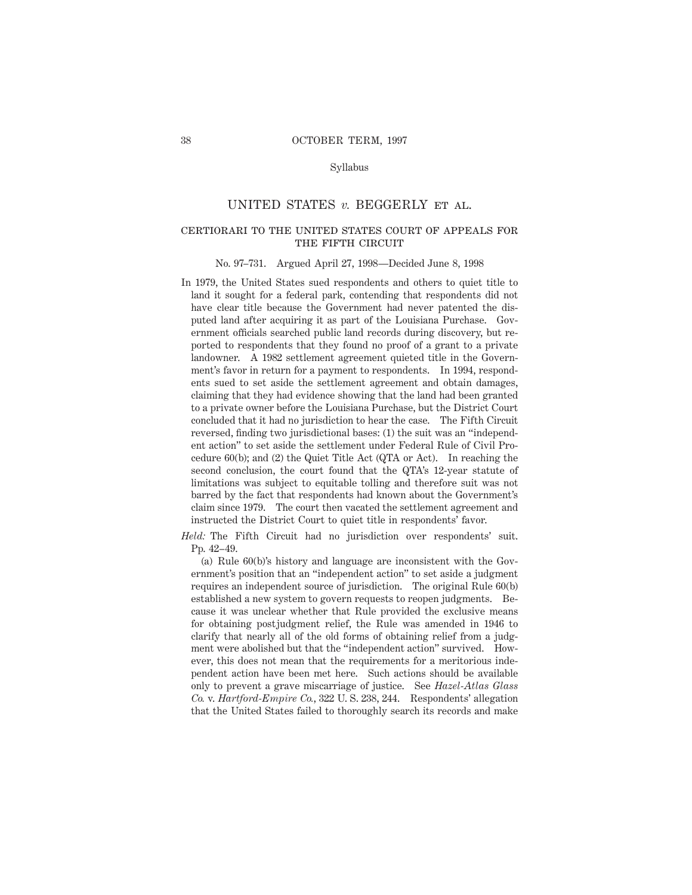Syllabus

# UNITED STATES *v.* BEGGERLY ET AL.

## CERTIORARI TO THE UNITED STATES COURT OF APPEALS FOR THE FIFTH CIRCUIT

No. 97–731. Argued April 27, 1998—Decided June 8, 1998

In 1979, the United States sued respondents and others to quiet title to land it sought for a federal park, contending that respondents did not have clear title because the Government had never patented the disputed land after acquiring it as part of the Louisiana Purchase. Government officials searched public land records during discovery, but reported to respondents that they found no proof of a grant to a private landowner. A 1982 settlement agreement quieted title in the Government's favor in return for a payment to respondents. In 1994, respondents sued to set aside the settlement agreement and obtain damages, claiming that they had evidence showing that the land had been granted to a private owner before the Louisiana Purchase, but the District Court concluded that it had no jurisdiction to hear the case. The Fifth Circuit reversed, finding two jurisdictional bases: (1) the suit was an "independent action" to set aside the settlement under Federal Rule of Civil Procedure 60(b); and (2) the Quiet Title Act (QTA or Act). In reaching the second conclusion, the court found that the QTA's 12-year statute of limitations was subject to equitable tolling and therefore suit was not barred by the fact that respondents had known about the Government's claim since 1979. The court then vacated the settlement agreement and instructed the District Court to quiet title in respondents' favor.

*Held:* The Fifth Circuit had no jurisdiction over respondents' suit. Pp. 42–49.

(a) Rule 60(b)'s history and language are inconsistent with the Government's position that an "independent action" to set aside a judgment requires an independent source of jurisdiction. The original Rule 60(b) established a new system to govern requests to reopen judgments. Because it was unclear whether that Rule provided the exclusive means for obtaining postjudgment relief, the Rule was amended in 1946 to clarify that nearly all of the old forms of obtaining relief from a judgment were abolished but that the "independent action" survived. However, this does not mean that the requirements for a meritorious independent action have been met here. Such actions should be available only to prevent a grave miscarriage of justice. See *Hazel-Atlas Glass Co.* v. *Hartford-Empire Co.*, 322 U. S. 238, 244. Respondents' allegation that the United States failed to thoroughly search its records and make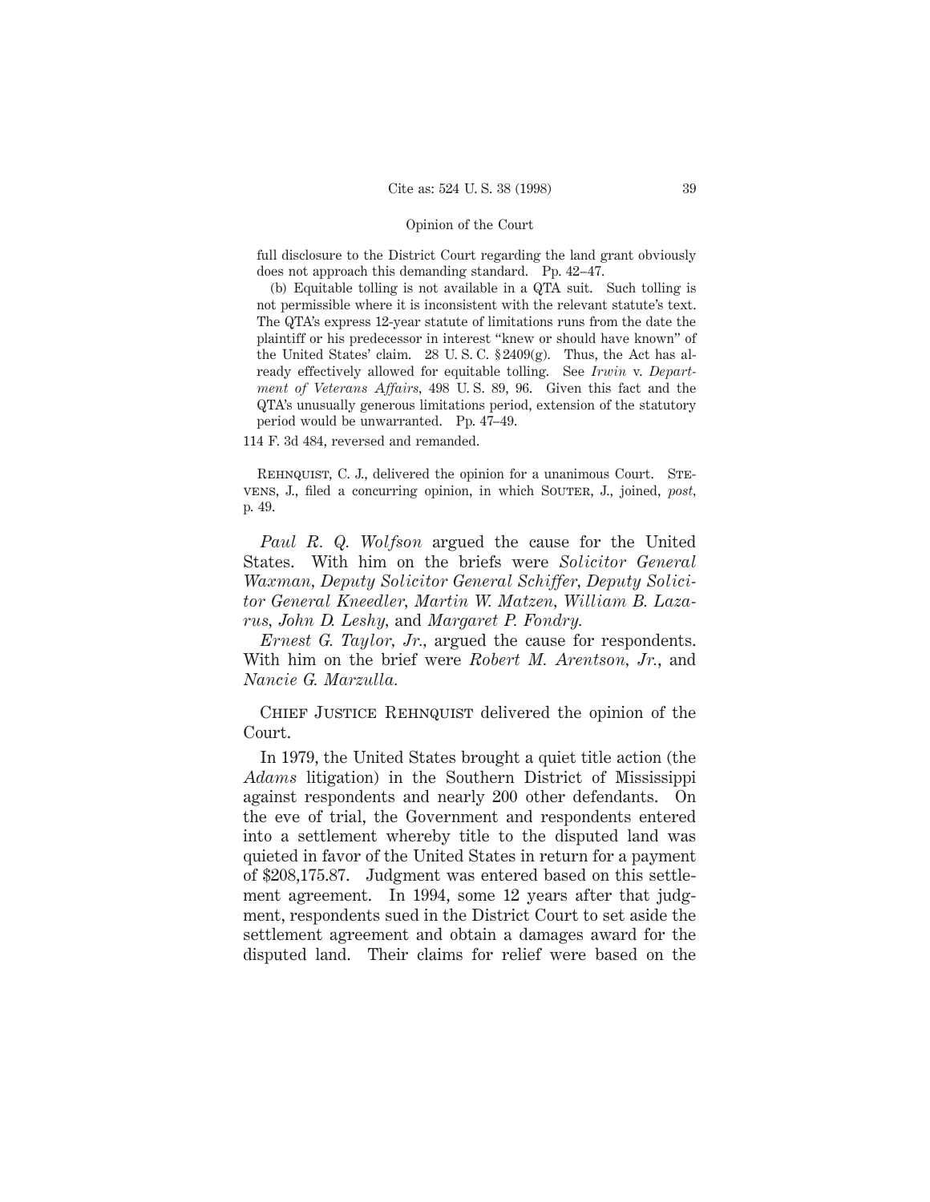full disclosure to the District Court regarding the land grant obviously does not approach this demanding standard. Pp. 42–47.

(b) Equitable tolling is not available in a QTA suit. Such tolling is not permissible where it is inconsistent with the relevant statute's text. The QTA's express 12-year statute of limitations runs from the date the plaintiff or his predecessor in interest "knew or should have known" of the United States' claim. 28 U. S. C. § 2409(g). Thus, the Act has already effectively allowed for equitable tolling. See *Irwin* v. *Department of Veterans Affairs*, 498 U. S. 89, 96. Given this fact and the QTA's unusually generous limitations period, extension of the statutory period would be unwarranted. Pp. 47–49.

114 F. 3d 484, reversed and remanded.

Rehnquist, C. J., delivered the opinion for a unanimous Court. Stevens, J., filed a concurring opinion, in which Souter, J., joined, *post*, p. 49.

*Paul R. Q. Wolfson* argued the cause for the United States. With him on the briefs were *Solicitor General Waxman*, *Deputy Solicitor General Schiffer*, *Deputy Solicitor General Kneedler*, *Martin W. Matzen*, *William B. Lazarus*, *John D. Leshy*, and *Margaret P. Fondry.*

*Ernest G. Taylor, Jr.*, argued the cause for respondents. With him on the brief were *Robert M. Arentson, Jr.*, and *Nancie G. Marzulla.*

Chief Justice Rehnquist delivered the opinion of the Court.

In 1979, the United States brought a quiet title action (the *Adams* litigation) in the Southern District of Mississippi against respondents and nearly 200 other defendants. On the eve of trial, the Government and respondents entered into a settlement whereby title to the disputed land was quieted in favor of the United States in return for a payment of $208,175.87. Judgment was entered based on this settlement agreement. In 1994, some 12 years after that judgment, respondents sued in the District Court to set aside the settlement agreement and obtain a damages award for the disputed land. Their claims for relief were based on the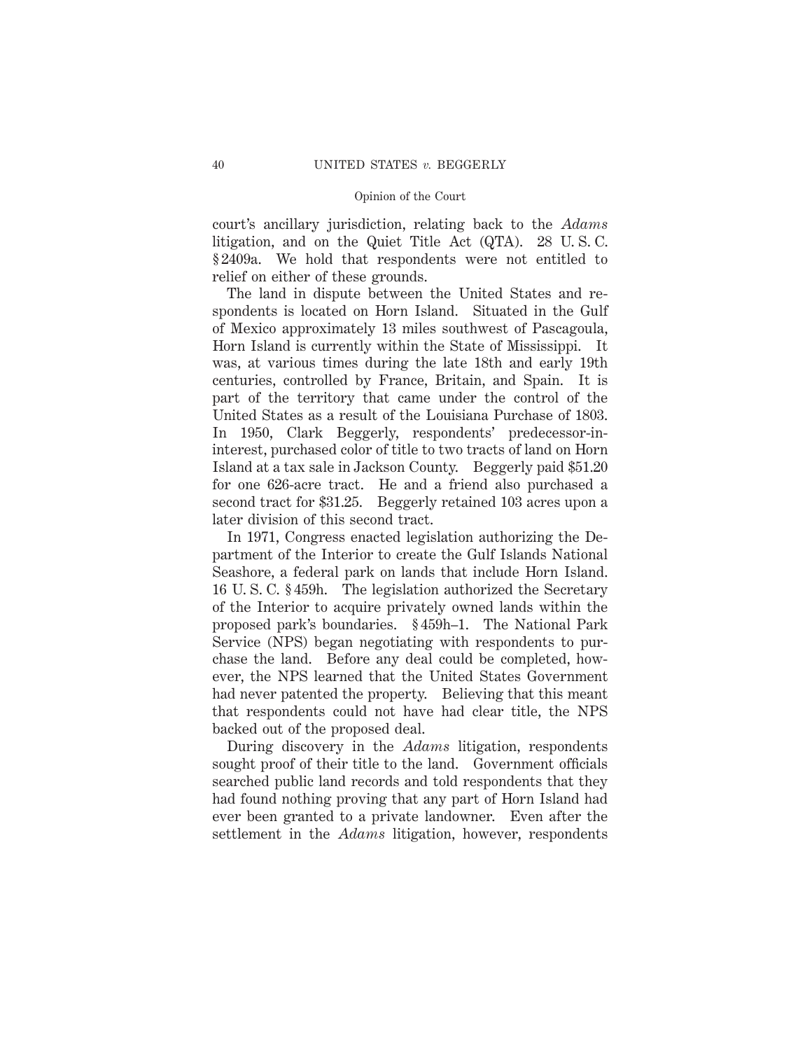court's ancillary jurisdiction, relating back to the *Adams* litigation, and on the Quiet Title Act (QTA). 28 U. S. C. § 2409a. We hold that respondents were not entitled to relief on either of these grounds.

The land in dispute between the United States and respondents is located on Horn Island. Situated in the Gulf of Mexico approximately 13 miles southwest of Pascagoula, Horn Island is currently within the State of Mississippi. It was, at various times during the late 18th and early 19th centuries, controlled by France, Britain, and Spain. It is part of the territory that came under the control of the United States as a result of the Louisiana Purchase of 1803. In 1950, Clark Beggerly, respondents' predecessor-in-interest, purchased color of title to two tracts of land on Horn Island at a tax sale in Jackson County. Beggerly paid $51.20 for one 626-acre tract. He and a friend also purchased a second tract for $31.25. Beggerly retained 103 acres upon a later division of this second tract.

In 1971, Congress enacted legislation authorizing the Department of the Interior to create the Gulf Islands National Seashore, a federal park on lands that include Horn Island. 16 U. S. C. § 459h. The legislation authorized the Secretary of the Interior to acquire privately owned lands within the proposed park's boundaries. § 459h–1. The National Park Service (NPS) began negotiating with respondents to purchase the land. Before any deal could be completed, however, the NPS learned that the United States Government had never patented the property. Believing that this meant that respondents could not have had clear title, the NPS backed out of the proposed deal.

During discovery in the *Adams* litigation, respondents sought proof of their title to the land. Government officials searched public land records and told respondents that they had found nothing proving that any part of Horn Island had ever been granted to a private landowner. Even after the settlement in the *Adams* litigation, however, respondents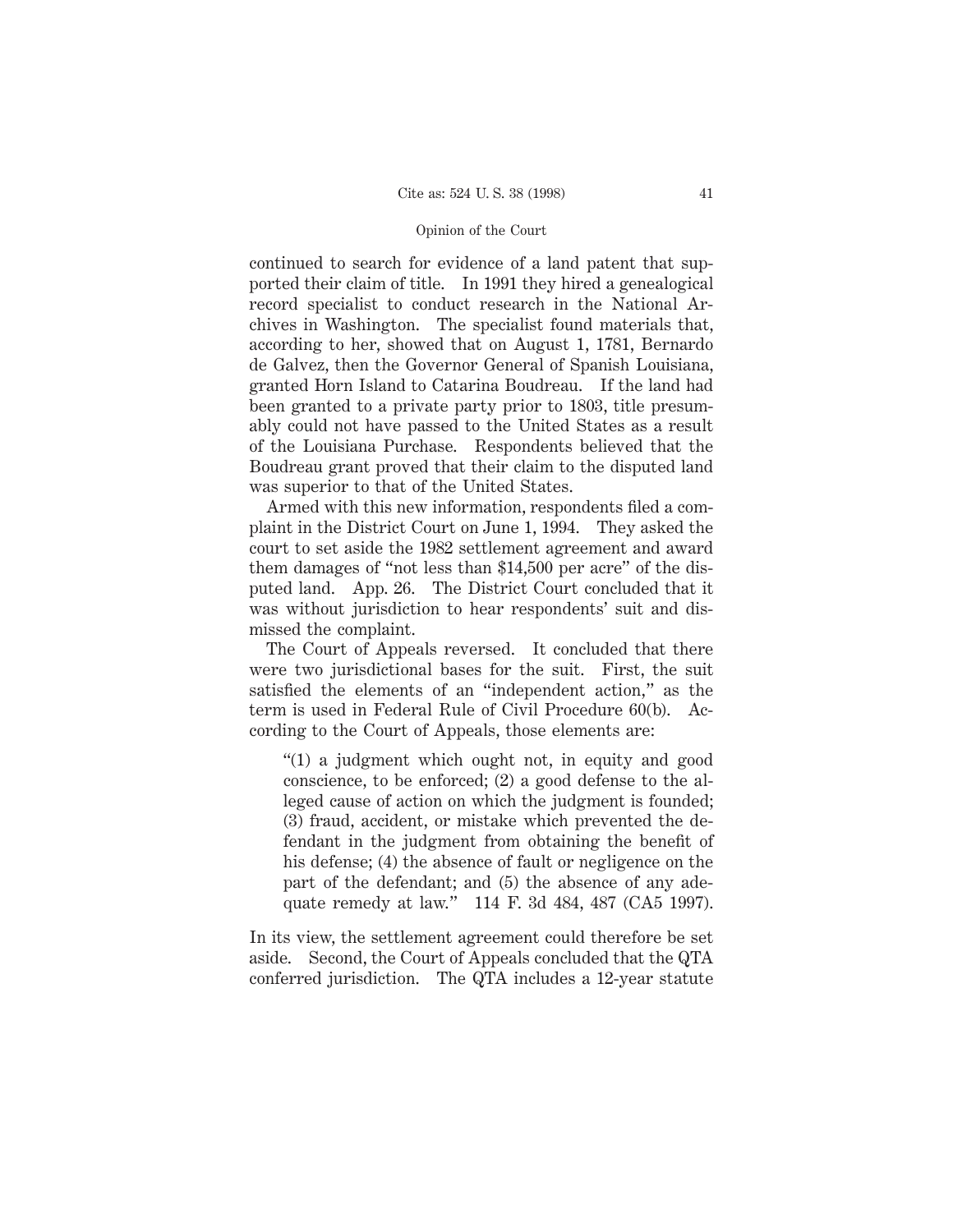continued to search for evidence of a land patent that supported their claim of title. In 1991 they hired a genealogical record specialist to conduct research in the National Archives in Washington. The specialist found materials that, according to her, showed that on August 1, 1781, Bernardo de Galvez, then the Governor General of Spanish Louisiana, granted Horn Island to Catarina Boudreau. If the land had been granted to a private party prior to 1803, title presumably could not have passed to the United States as a result of the Louisiana Purchase. Respondents believed that the Boudreau grant proved that their claim to the disputed land was superior to that of the United States.

Armed with this new information, respondents filed a complaint in the District Court on June 1, 1994. They asked the court to set aside the 1982 settlement agreement and award them damages of "not less than $14,500 per acre" of the disputed land. App. 26. The District Court concluded that it was without jurisdiction to hear respondents' suit and dismissed the complaint.

The Court of Appeals reversed. It concluded that there were two jurisdictional bases for the suit. First, the suit satisfied the elements of an "independent action," as the term is used in Federal Rule of Civil Procedure 60(b). According to the Court of Appeals, those elements are:

> "(1) a judgment which ought not, in equity and good conscience, to be enforced; (2) a good defense to the alleged cause of action on which the judgment is founded; (3) fraud, accident, or mistake which prevented the defendant in the judgment from obtaining the benefit of his defense; (4) the absence of fault or negligence on the part of the defendant; and (5) the absence of any adequate remedy at law." 114 F. 3d 484, 487 (CA5 1997).

In its view, the settlement agreement could therefore be set aside. Second, the Court of Appeals concluded that the QTA conferred jurisdiction. The QTA includes a 12-year statute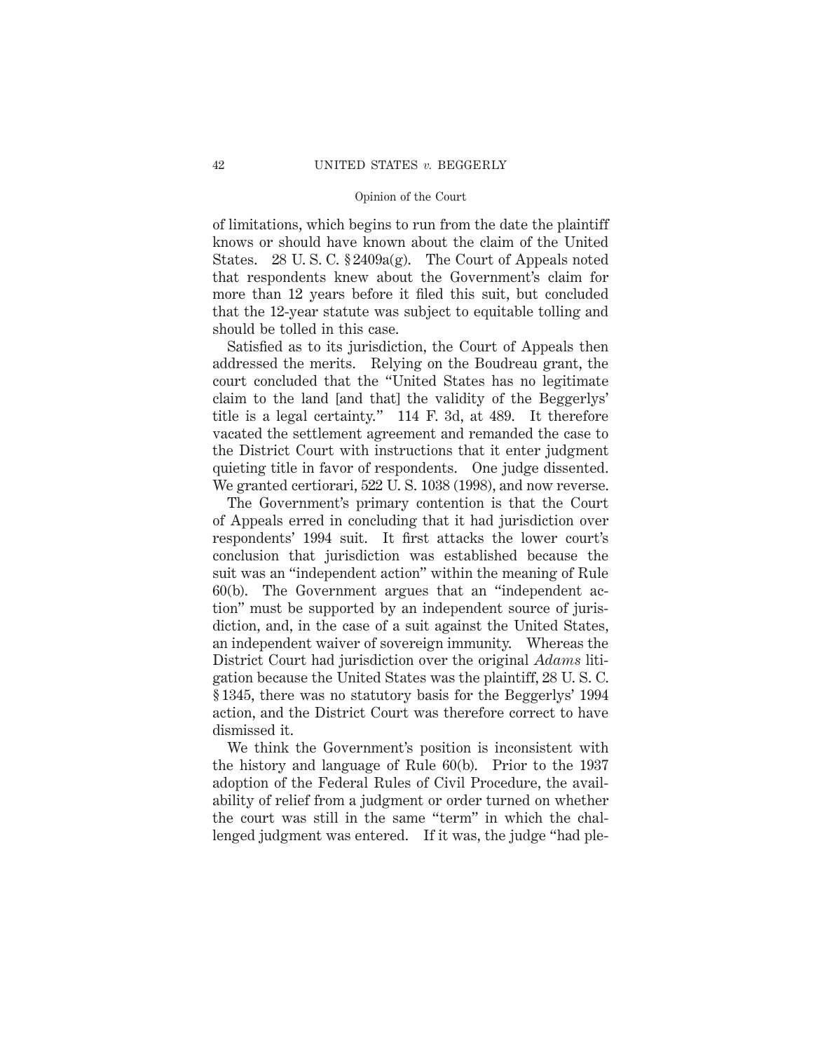of limitations, which begins to run from the date the plaintiff knows or should have known about the claim of the United States. 28 U. S. C. § 2409a(g). The Court of Appeals noted that respondents knew about the Government's claim for more than 12 years before it filed this suit, but concluded that the 12-year statute was subject to equitable tolling and should be tolled in this case.

Satisfied as to its jurisdiction, the Court of Appeals then addressed the merits. Relying on the Boudreau grant, the court concluded that the "United States has no legitimate claim to the land [and that] the validity of the Beggerlys' title is a legal certainty." 114 F. 3d, at 489. It therefore vacated the settlement agreement and remanded the case to the District Court with instructions that it enter judgment quieting title in favor of respondents. One judge dissented. We granted certiorari, 522 U. S. 1038 (1998), and now reverse.

The Government's primary contention is that the Court of Appeals erred in concluding that it had jurisdiction over respondents' 1994 suit. It first attacks the lower court's conclusion that jurisdiction was established because the suit was an "independent action" within the meaning of Rule 60(b). The Government argues that an "independent action" must be supported by an independent source of jurisdiction, and, in the case of a suit against the United States, an independent waiver of sovereign immunity. Whereas the District Court had jurisdiction over the original *Adams* litigation because the United States was the plaintiff, 28 U. S. C. § 1345, there was no statutory basis for the Beggerlys' 1994 action, and the District Court was therefore correct to have dismissed it.

We think the Government's position is inconsistent with the history and language of Rule 60(b). Prior to the 1937 adoption of the Federal Rules of Civil Procedure, the availability of relief from a judgment or order turned on whether the court was still in the same "term" in which the challenged judgment was entered. If it was, the judge "had ple-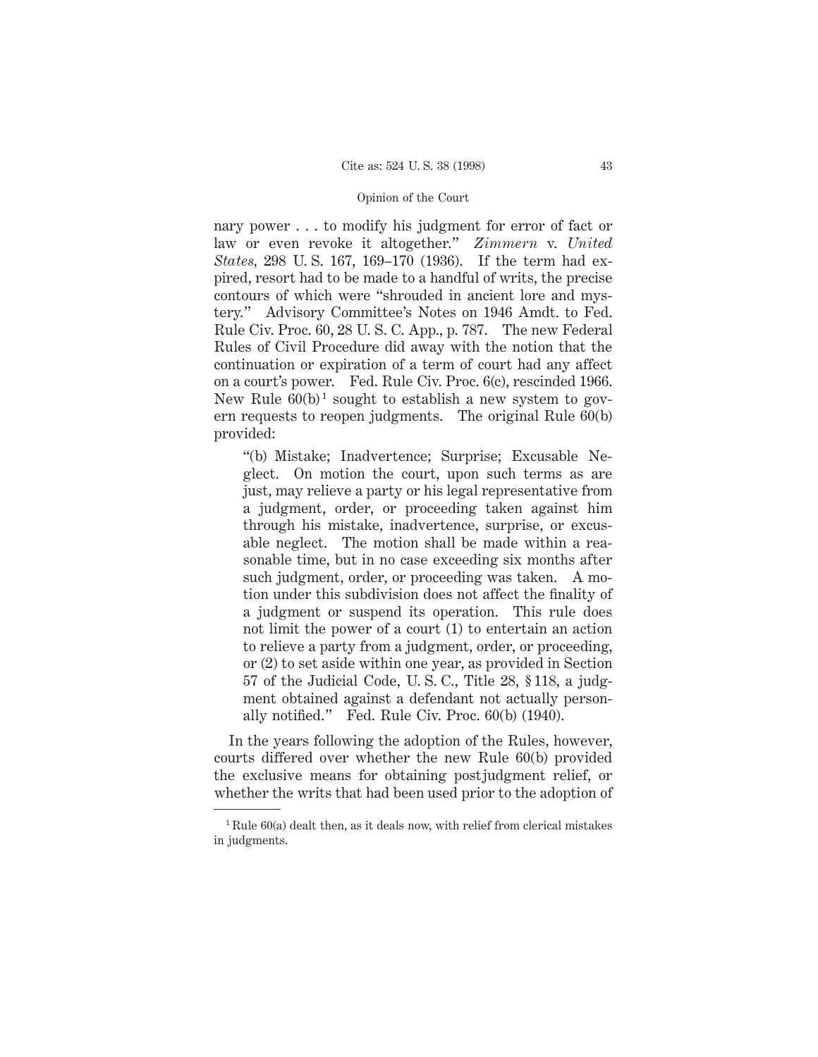nary power . . . to modify his judgment for error of fact or law or even revoke it altogether." *Zimmern* v. *United States*, 298 U. S. 167, 169–170 (1936). If the term had expired, resort had to be made to a handful of writs, the precise contours of which were "shrouded in ancient lore and mystery." Advisory Committee's Notes on 1946 Amdt. to Fed. Rule Civ. Proc. 60, 28 U. S. C. App., p. 787. The new Federal Rules of Civil Procedure did away with the notion that the continuation or expiration of a term of court had any affect on a court's power. Fed. Rule Civ. Proc. 6(c), rescinded 1966. New Rule 60(b)[1] sought to establish a new system to govern requests to reopen judgments. The original Rule 60(b) provided:

> "(b) Mistake; Inadvertence; Surprise; Excusable Neglect. On motion the court, upon such terms as are just, may relieve a party or his legal representative from a judgment, order, or proceeding taken against him through his mistake, inadvertence, surprise, or excusable neglect. The motion shall be made within a reasonable time, but in no case exceeding six months after such judgment, order, or proceeding was taken. A motion under this subdivision does not affect the finality of a judgment or suspend its operation. This rule does not limit the power of a court (1) to entertain an action to relieve a party from a judgment, order, or proceeding, or (2) to set aside within one year, as provided in Section 57 of the Judicial Code, U. S. C., Title 28, § 118, a judgment obtained against a defendant not actually personally notified." Fed. Rule Civ. Proc. 60(b) (1940).

In the years following the adoption of the Rules, however, courts differed over whether the new Rule 60(b) provided the exclusive means for obtaining postjudgment relief, or whether the writs that had been used prior to the adoption of

---

[1] Rule 60(a) dealt then, as it deals now, with relief from clerical mistakes in judgments.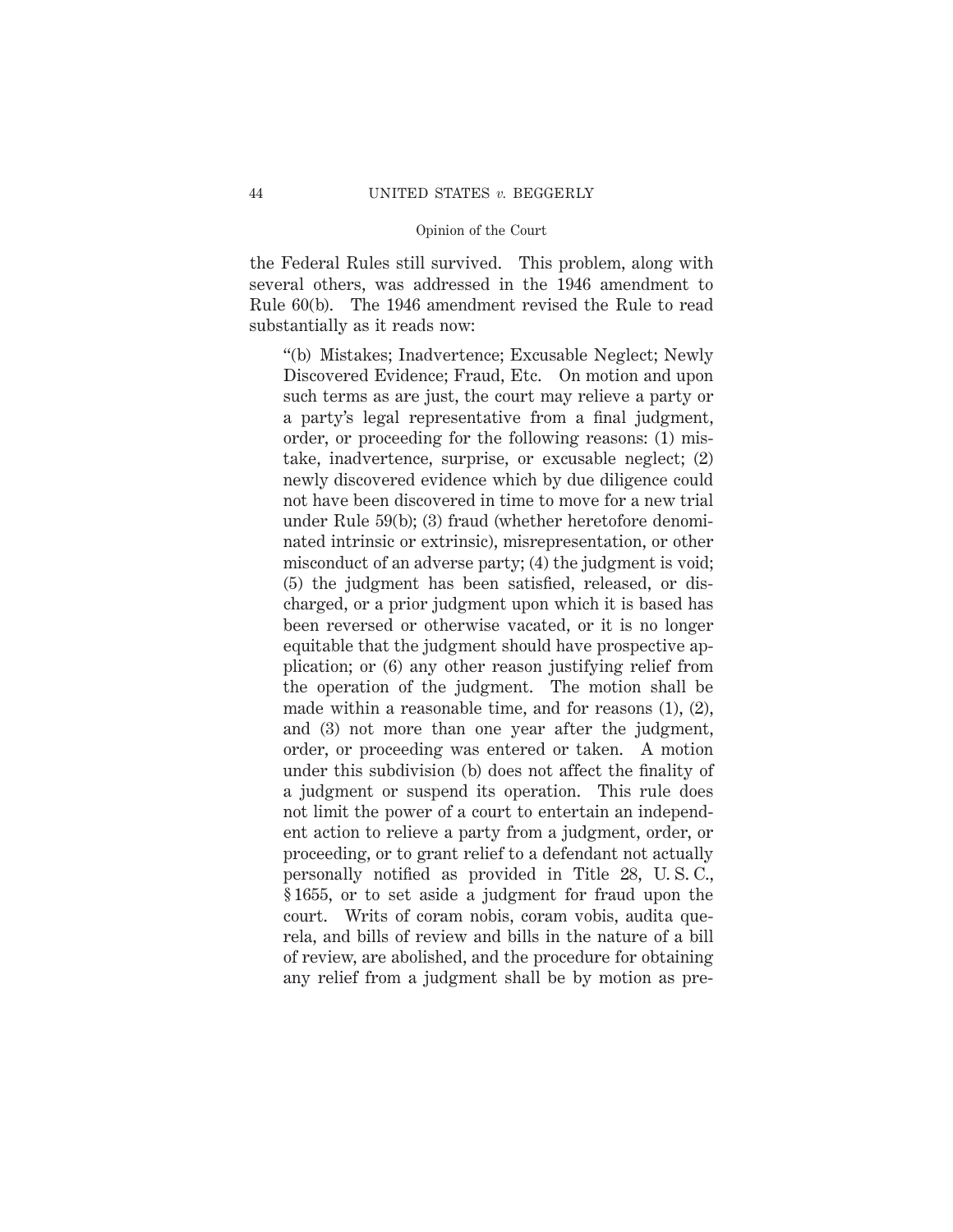the Federal Rules still survived. This problem, along with several others, was addressed in the 1946 amendment to Rule 60(b). The 1946 amendment revised the Rule to read substantially as it reads now:

> "(b) Mistakes; Inadvertence; Excusable Neglect; Newly Discovered Evidence; Fraud, Etc. On motion and upon such terms as are just, the court may relieve a party or a party's legal representative from a final judgment, order, or proceeding for the following reasons: (1) mistake, inadvertence, surprise, or excusable neglect; (2) newly discovered evidence which by due diligence could not have been discovered in time to move for a new trial under Rule 59(b); (3) fraud (whether heretofore denominated intrinsic or extrinsic), misrepresentation, or other misconduct of an adverse party; (4) the judgment is void; (5) the judgment has been satisfied, released, or discharged, or a prior judgment upon which it is based has been reversed or otherwise vacated, or it is no longer equitable that the judgment should have prospective application; or (6) any other reason justifying relief from the operation of the judgment. The motion shall be made within a reasonable time, and for reasons (1), (2), and (3) not more than one year after the judgment, order, or proceeding was entered or taken. A motion under this subdivision (b) does not affect the finality of a judgment or suspend its operation. This rule does not limit the power of a court to entertain an independent action to relieve a party from a judgment, order, or proceeding, or to grant relief to a defendant not actually personally notified as provided in Title 28, U. S. C., § 1655, or to set aside a judgment for fraud upon the court. Writs of coram nobis, coram vobis, audita querela, and bills of review and bills in the nature of a bill of review, are abolished, and the procedure for obtaining any relief from a judgment shall be by motion as pre-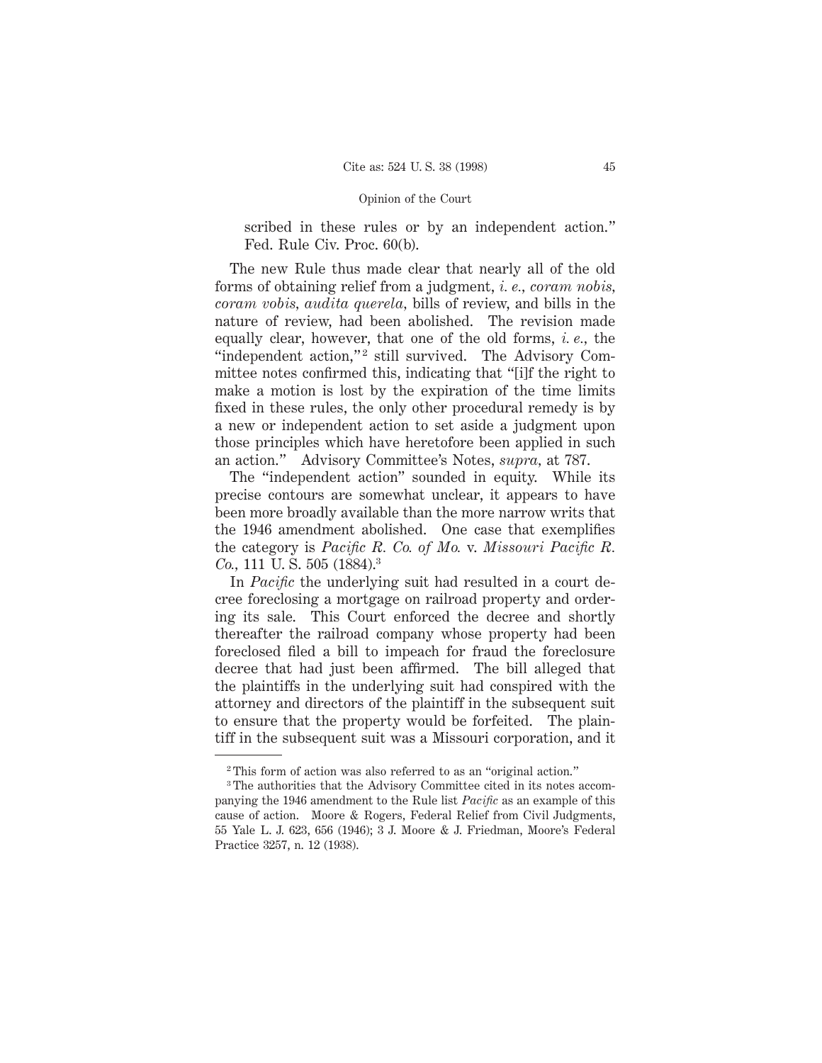scribed in these rules or by an independent action." Fed. Rule Civ. Proc. 60(b).

The new Rule thus made clear that nearly all of the old forms of obtaining relief from a judgment, *i. e., coram nobis, coram vobis, audita querela,* bills of review, and bills in the nature of review, had been abolished. The revision made equally clear, however, that one of the old forms, *i. e.,* the "independent action,"[2] still survived. The Advisory Committee notes confirmed this, indicating that "[i]f the right to make a motion is lost by the expiration of the time limits fixed in these rules, the only other procedural remedy is by a new or independent action to set aside a judgment upon those principles which have heretofore been applied in such an action." Advisory Committee's Notes, *supra,* at 787.

The "independent action" sounded in equity. While its precise contours are somewhat unclear, it appears to have been more broadly available than the more narrow writs that the 1946 amendment abolished. One case that exemplifies the category is *Pacific R. Co. of Mo.* v. *Missouri Pacific R. Co.,* 111 U. S. 505 (1884).[3]

In *Pacific* the underlying suit had resulted in a court decree foreclosing a mortgage on railroad property and ordering its sale. This Court enforced the decree and shortly thereafter the railroad company whose property had been foreclosed filed a bill to impeach for fraud the foreclosure decree that had just been affirmed. The bill alleged that the plaintiffs in the underlying suit had conspired with the attorney and directors of the plaintiff in the subsequent suit to ensure that the property would be forfeited. The plaintiff in the subsequent suit was a Missouri corporation, and it

---

[2] This form of action was also referred to as an "original action."

[3] The authorities that the Advisory Committee cited in its notes accompanying the 1946 amendment to the Rule list *Pacific* as an example of this cause of action. Moore & Rogers, Federal Relief from Civil Judgments, 55 Yale L. J. 623, 656 (1946); 3 J. Moore & J. Friedman, Moore's Federal Practice 3257, n. 12 (1938).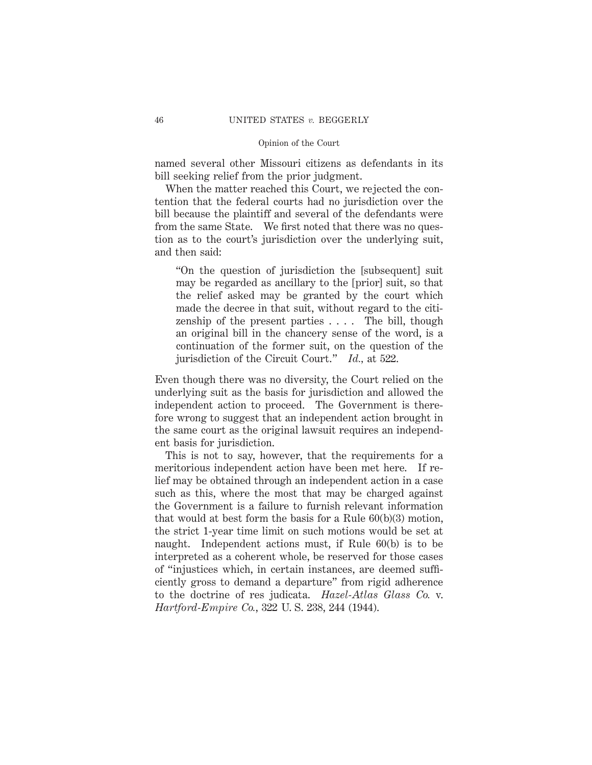named several other Missouri citizens as defendants in its bill seeking relief from the prior judgment.

When the matter reached this Court, we rejected the contention that the federal courts had no jurisdiction over the bill because the plaintiff and several of the defendants were from the same State. We first noted that there was no question as to the court's jurisdiction over the underlying suit, and then said:

> "On the question of jurisdiction the [subsequent] suit may be regarded as ancillary to the [prior] suit, so that the relief asked may be granted by the court which made the decree in that suit, without regard to the citizenship of the present parties . . . . The bill, though an original bill in the chancery sense of the word, is a continuation of the former suit, on the question of the jurisdiction of the Circuit Court." *Id.*, at 522.

Even though there was no diversity, the Court relied on the underlying suit as the basis for jurisdiction and allowed the independent action to proceed. The Government is therefore wrong to suggest that an independent action brought in the same court as the original lawsuit requires an independent basis for jurisdiction.

This is not to say, however, that the requirements for a meritorious independent action have been met here. If relief may be obtained through an independent action in a case such as this, where the most that may be charged against the Government is a failure to furnish relevant information that would at best form the basis for a Rule 60(b)(3) motion, the strict 1-year time limit on such motions would be set at naught. Independent actions must, if Rule 60(b) is to be interpreted as a coherent whole, be reserved for those cases of "injustices which, in certain instances, are deemed sufficiently gross to demand a departure" from rigid adherence to the doctrine of res judicata. *Hazel-Atlas Glass Co.* v. *Hartford-Empire Co.*, 322 U. S. 238, 244 (1944).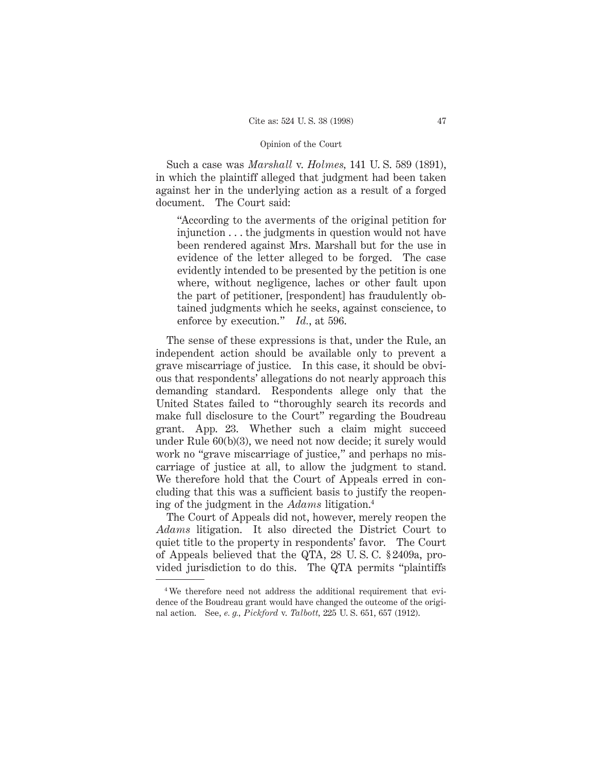Such a case was *Marshall* v. *Holmes*, 141 U. S. 589 (1891), in which the plaintiff alleged that judgment had been taken against her in the underlying action as a result of a forged document. The Court said:

> "According to the averments of the original petition for injunction . . . the judgments in question would not have been rendered against Mrs. Marshall but for the use in evidence of the letter alleged to be forged. The case evidently intended to be presented by the petition is one where, without negligence, laches or other fault upon the part of petitioner, [respondent] has fraudulently obtained judgments which he seeks, against conscience, to enforce by execution." *Id.*, at 596.

The sense of these expressions is that, under the Rule, an independent action should be available only to prevent a grave miscarriage of justice. In this case, it should be obvious that respondents' allegations do not nearly approach this demanding standard. Respondents allege only that the United States failed to "thoroughly search its records and make full disclosure to the Court" regarding the Boudreau grant. App. 23. Whether such a claim might succeed under Rule 60(b)(3), we need not now decide; it surely would work no "grave miscarriage of justice," and perhaps no miscarriage of justice at all, to allow the judgment to stand. We therefore hold that the Court of Appeals erred in concluding that this was a sufficient basis to justify the reopening of the judgment in the *Adams* litigation.[4]

The Court of Appeals did not, however, merely reopen the *Adams* litigation. It also directed the District Court to quiet title to the property in respondents' favor. The Court of Appeals believed that the QTA, 28 U. S. C. § 2409a, provided jurisdiction to do this. The QTA permits "plaintiffs

[4] We therefore need not address the additional requirement that evidence of the Boudreau grant would have changed the outcome of the original action. See, *e. g.*, *Pickford* v. *Talbott*, 225 U. S. 651, 657 (1912).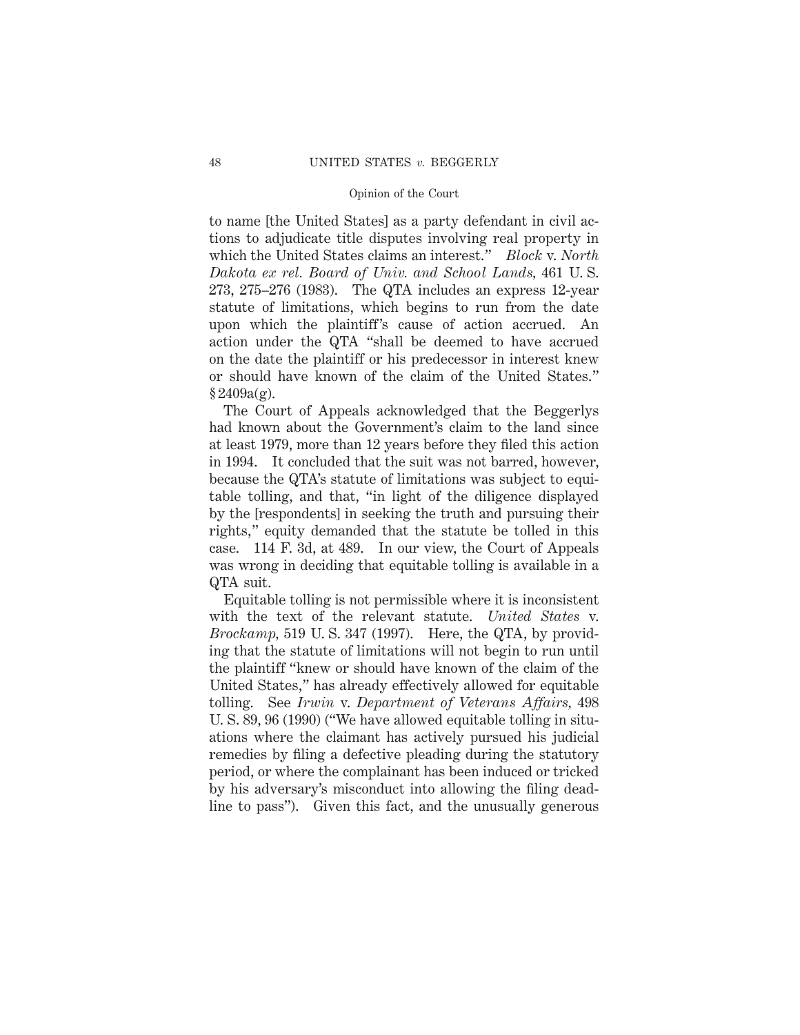to name [the United States] as a party defendant in civil actions to adjudicate title disputes involving real property in which the United States claims an interest." *Block* v. *North Dakota ex rel. Board of Univ. and School Lands*, 461 U. S. 273, 275–276 (1983). The QTA includes an express 12-year statute of limitations, which begins to run from the date upon which the plaintiff's cause of action accrued. An action under the QTA "shall be deemed to have accrued on the date the plaintiff or his predecessor in interest knew or should have known of the claim of the United States." § 2409a(g).

The Court of Appeals acknowledged that the Beggerlys had known about the Government's claim to the land since at least 1979, more than 12 years before they filed this action in 1994. It concluded that the suit was not barred, however, because the QTA's statute of limitations was subject to equitable tolling, and that, "in light of the diligence displayed by the [respondents] in seeking the truth and pursuing their rights," equity demanded that the statute be tolled in this case. 114 F. 3d, at 489. In our view, the Court of Appeals was wrong in deciding that equitable tolling is available in a QTA suit.

Equitable tolling is not permissible where it is inconsistent with the text of the relevant statute. *United States* v. *Brockamp*, 519 U. S. 347 (1997). Here, the QTA, by providing that the statute of limitations will not begin to run until the plaintiff "knew or should have known of the claim of the United States," has already effectively allowed for equitable tolling. See *Irwin* v. *Department of Veterans Affairs*, 498 U. S. 89, 96 (1990) ("We have allowed equitable tolling in situations where the claimant has actively pursued his judicial remedies by filing a defective pleading during the statutory period, or where the complainant has been induced or tricked by his adversary's misconduct into allowing the filing deadline to pass"). Given this fact, and the unusually generous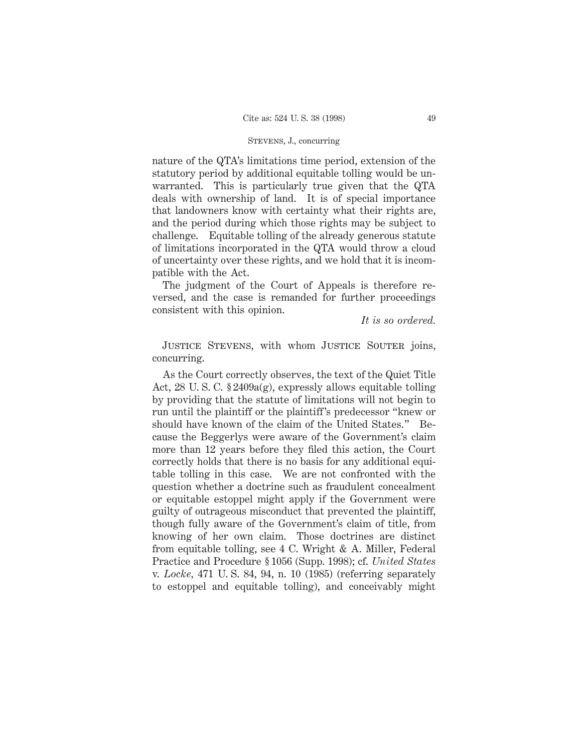nature of the QTA's limitations time period, extension of the statutory period by additional equitable tolling would be unwarranted. This is particularly true given that the QTA deals with ownership of land. It is of special importance that landowners know with certainty what their rights are, and the period during which those rights may be subject to challenge. Equitable tolling of the already generous statute of limitations incorporated in the QTA would throw a cloud of uncertainty over these rights, and we hold that it is incompatible with the Act.

The judgment of the Court of Appeals is therefore reversed, and the case is remanded for further proceedings consistent with this opinion.

*It is so ordered.*

Justice Stevens, with whom Justice Souter joins, concurring.

As the Court correctly observes, the text of the Quiet Title Act, 28 U. S. C. § 2409a(g), expressly allows equitable tolling by providing that the statute of limitations will not begin to run until the plaintiff or the plaintiff's predecessor "knew or should have known of the claim of the United States." Because the Beggerlys were aware of the Government's claim more than 12 years before they filed this action, the Court correctly holds that there is no basis for any additional equitable tolling in this case. We are not confronted with the question whether a doctrine such as fraudulent concealment or equitable estoppel might apply if the Government were guilty of outrageous misconduct that prevented the plaintiff, though fully aware of the Government's claim of title, from knowing of her own claim. Those doctrines are distinct from equitable tolling, see 4 C. Wright & A. Miller, Federal Practice and Procedure § 1056 (Supp. 1998); cf. *United States* v. *Locke*, 471 U. S. 84, 94, n. 10 (1985) (referring separately to estoppel and equitable tolling), and conceivably might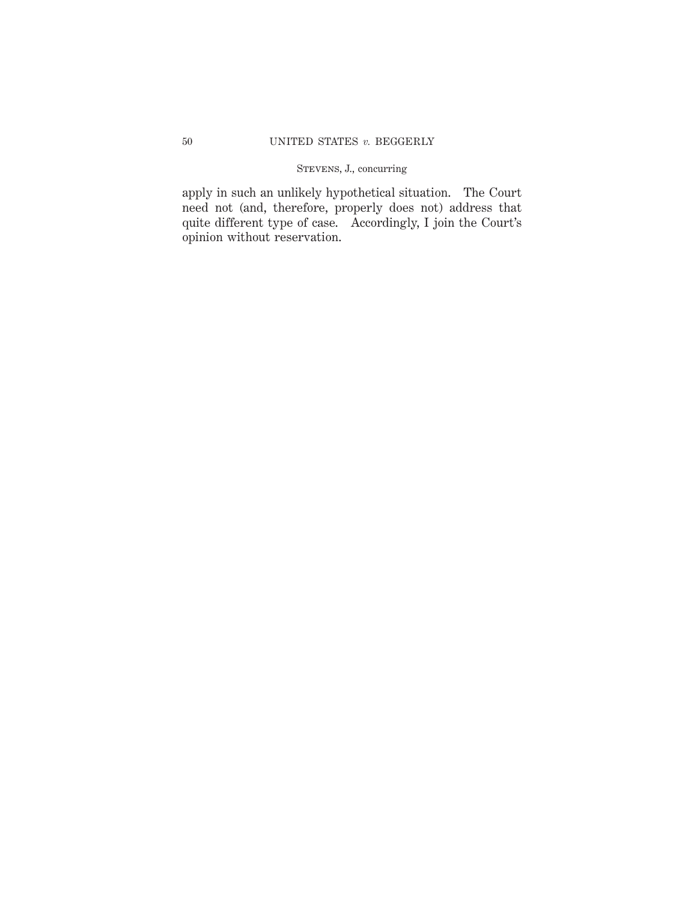apply in such an unlikely hypothetical situation. The Court need not (and, therefore, properly does not) address that quite different type of case. Accordingly, I join the Court's opinion without reservation.